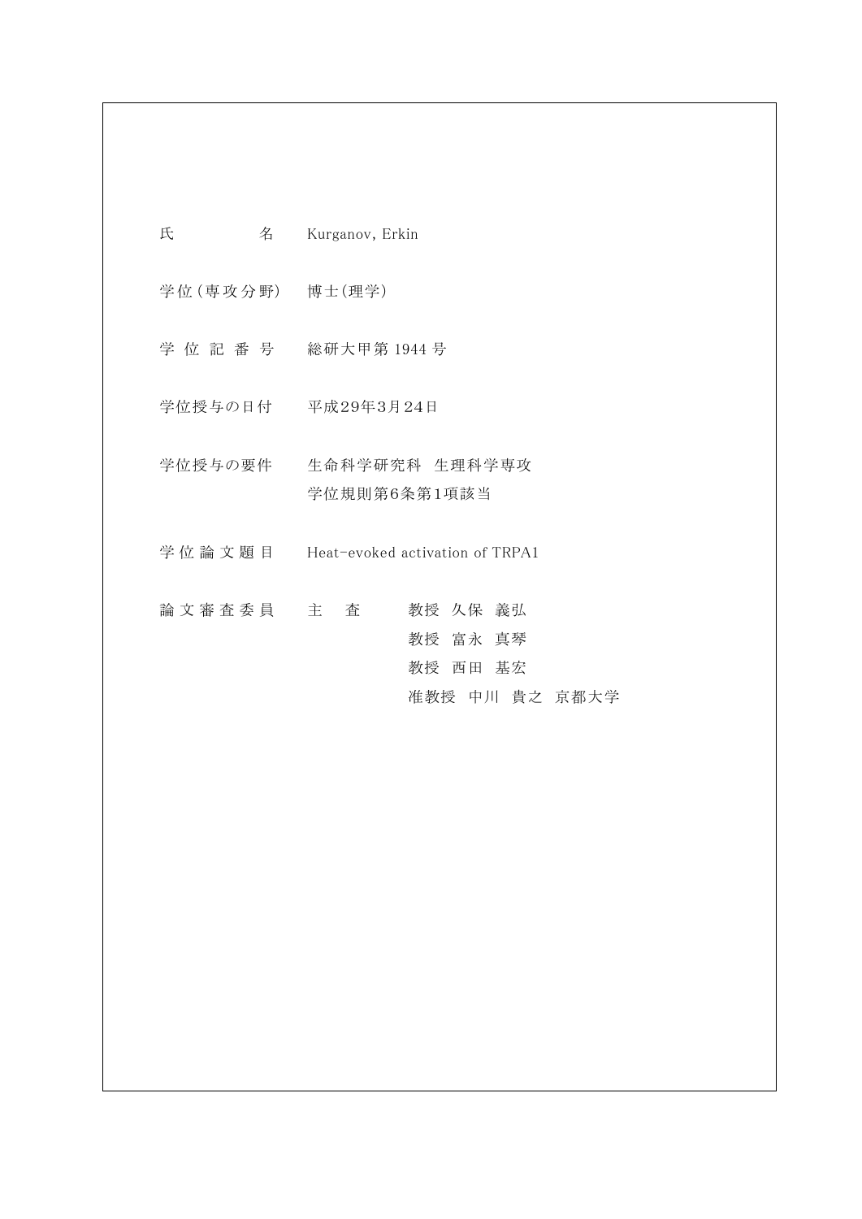| | |
|---|---|
| 氏　　　　名 | Kurganov, Erkin |
| 学位(専攻分野) | 博士(理学) |
| 学 位 記 番 号 | 総研大甲第 1944 号 |
| 学位授与の日付 | 平成29年3月24日 |
| 学位授与の要件 | 生命科学研究科　生理科学専攻<br>学位規則第6条第1項該当 |
| 学 位 論 文 題 目 | Heat-evoked activation of TRPA1 |
| 論 文 審 査 委 員 | 主　査　　教授　久保　義弘<br>　　　　　教授　富永　真琴<br>　　　　　教授　西田　基宏<br>　　　　　准教授　中川　貴之　京都大学 |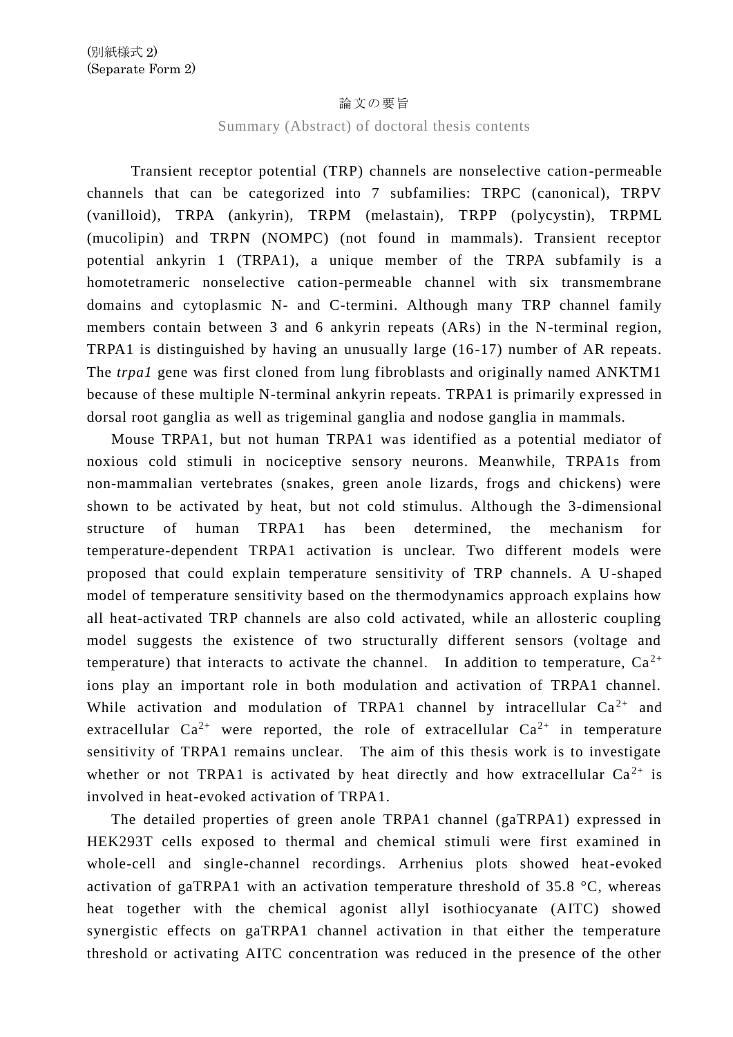(別紙様式 2)
(Separate Form 2)

# 論文の要旨

## Summary (Abstract) of doctoral thesis contents

Transient receptor potential (TRP) channels are nonselective cation-permeable channels that can be categorized into 7 subfamilies: TRPC (canonical), TRPV (vanilloid), TRPA (ankyrin), TRPM (melastain), TRPP (polycystin), TRPML (mucolipin) and TRPN (NOMPC) (not found in mammals). Transient receptor potential ankyrin 1 (TRPA1), a unique member of the TRPA subfamily is a homotetrameric nonselective cation-permeable channel with six transmembrane domains and cytoplasmic N- and C-termini. Although many TRP channel family members contain between 3 and 6 ankyrin repeats (ARs) in the N-terminal region, TRPA1 is distinguished by having an unusually large (16-17) number of AR repeats. The *trpa1* gene was first cloned from lung fibroblasts and originally named ANKTM1 because of these multiple N-terminal ankyrin repeats. TRPA1 is primarily expressed in dorsal root ganglia as well as trigeminal ganglia and nodose ganglia in mammals.

Mouse TRPA1, but not human TRPA1 was identified as a potential mediator of noxious cold stimuli in nociceptive sensory neurons. Meanwhile, TRPA1s from non-mammalian vertebrates (snakes, green anole lizards, frogs and chickens) were shown to be activated by heat, but not cold stimulus. Although the 3-dimensional structure of human TRPA1 has been determined, the mechanism for temperature-dependent TRPA1 activation is unclear. Two different models were proposed that could explain temperature sensitivity of TRP channels. A U-shaped model of temperature sensitivity based on the thermodynamics approach explains how all heat-activated TRP channels are also cold activated, while an allosteric coupling model suggests the existence of two structurally different sensors (voltage and temperature) that interacts to activate the channel. In addition to temperature, $Ca^{2+}$ ions play an important role in both modulation and activation of TRPA1 channel. While activation and modulation of TRPA1 channel by intracellular $Ca^{2+}$ and extracellular $Ca^{2+}$ were reported, the role of extracellular $Ca^{2+}$ in temperature sensitivity of TRPA1 remains unclear. The aim of this thesis work is to investigate whether or not TRPA1 is activated by heat directly and how extracellular $Ca^{2+}$ is involved in heat-evoked activation of TRPA1.

The detailed properties of green anole TRPA1 channel (gaTRPA1) expressed in HEK293T cells exposed to thermal and chemical stimuli were first examined in whole-cell and single-channel recordings. Arrhenius plots showed heat-evoked activation of gaTRPA1 with an activation temperature threshold of 35.8 °C, whereas heat together with the chemical agonist allyl isothiocyanate (AITC) showed synergistic effects on gaTRPA1 channel activation in that either the temperature threshold or activating AITC concentration was reduced in the presence of the other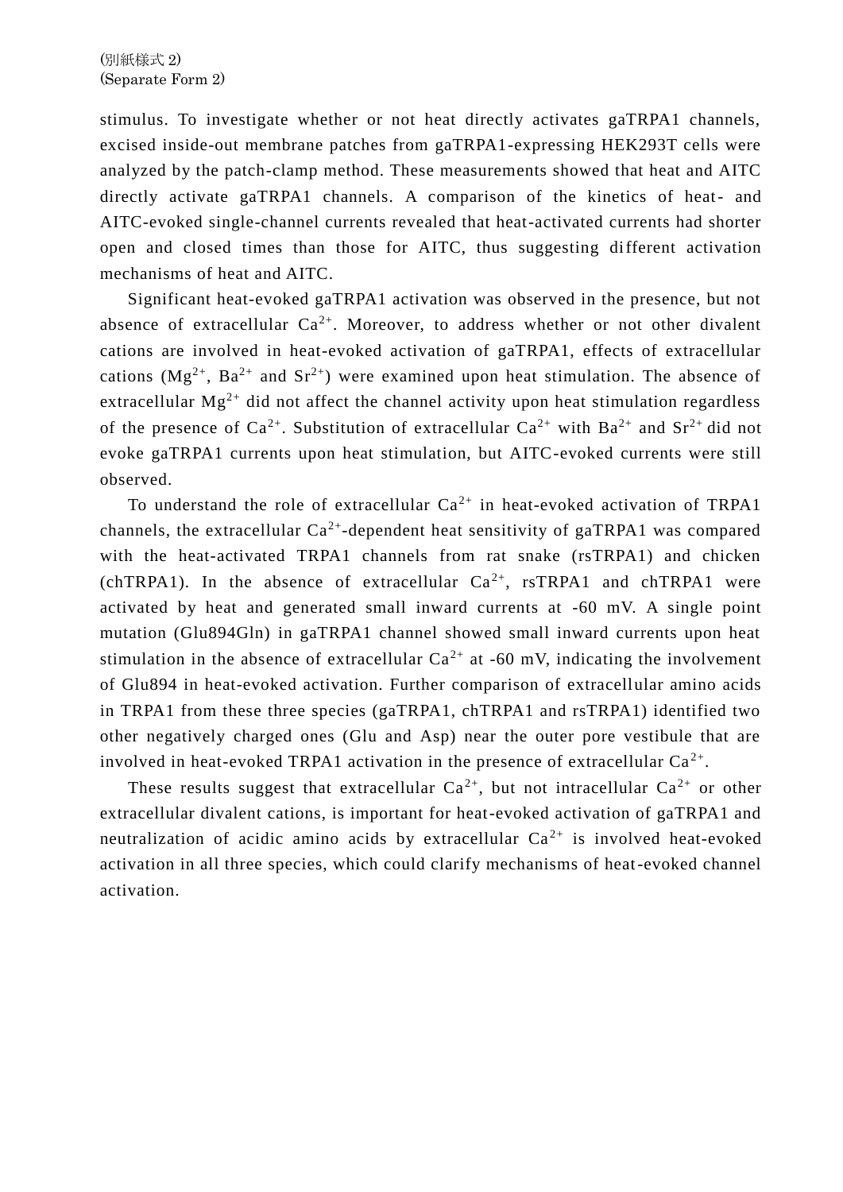stimulus. To investigate whether or not heat directly activates gaTRPA1 channels, excised inside-out membrane patches from gaTRPA1-expressing HEK293T cells were analyzed by the patch-clamp method. These measurements showed that heat and AITC directly activate gaTRPA1 channels. A comparison of the kinetics of heat- and AITC-evoked single-channel currents revealed that heat-activated currents had shorter open and closed times than those for AITC, thus suggesting different activation mechanisms of heat and AITC.

Significant heat-evoked gaTRPA1 activation was observed in the presence, but not absence of extracellular $Ca^{2+}$. Moreover, to address whether or not other divalent cations are involved in heat-evoked activation of gaTRPA1, effects of extracellular cations ($Mg^{2+}$, $Ba^{2+}$ and $Sr^{2+}$) were examined upon heat stimulation. The absence of extracellular $Mg^{2+}$ did not affect the channel activity upon heat stimulation regardless of the presence of $Ca^{2+}$. Substitution of extracellular $Ca^{2+}$ with $Ba^{2+}$ and $Sr^{2+}$ did not evoke gaTRPA1 currents upon heat stimulation, but AITC-evoked currents were still observed.

To understand the role of extracellular $Ca^{2+}$ in heat-evoked activation of TRPA1 channels, the extracellular $Ca^{2+}$-dependent heat sensitivity of gaTRPA1 was compared with the heat-activated TRPA1 channels from rat snake (rsTRPA1) and chicken (chTRPA1). In the absence of extracellular $Ca^{2+}$, rsTRPA1 and chTRPA1 were activated by heat and generated small inward currents at -60 mV. A single point mutation (Glu894Gln) in gaTRPA1 channel showed small inward currents upon heat stimulation in the absence of extracellular $Ca^{2+}$ at -60 mV, indicating the involvement of Glu894 in heat-evoked activation. Further comparison of extracellular amino acids in TRPA1 from these three species (gaTRPA1, chTRPA1 and rsTRPA1) identified two other negatively charged ones (Glu and Asp) near the outer pore vestibule that are involved in heat-evoked TRPA1 activation in the presence of extracellular $Ca^{2+}$.

These results suggest that extracellular $Ca^{2+}$, but not intracellular $Ca^{2+}$ or other extracellular divalent cations, is important for heat-evoked activation of gaTRPA1 and neutralization of acidic amino acids by extracellular $Ca^{2+}$ is involved heat-evoked activation in all three species, which could clarify mechanisms of heat-evoked channel activation.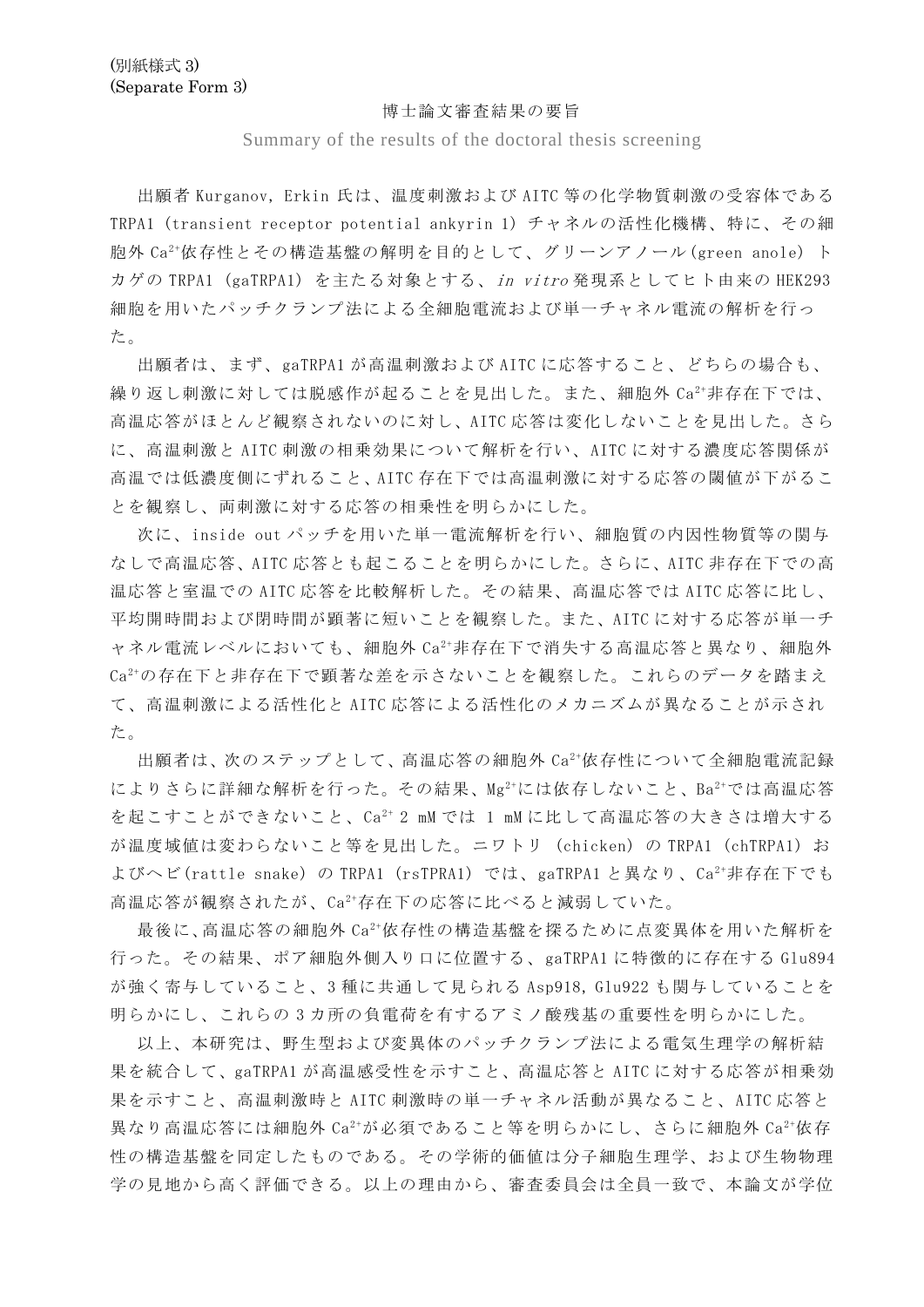(別紙様式 3)
(Separate Form 3)

# 博士論文審査結果の要旨

Summary of the results of the doctoral thesis screening

出願者 Kurganov, Erkin 氏は、温度刺激および AITC 等の化学物質刺激の受容体である TRPA1 (transient receptor potential ankyrin 1) チャネルの活性化機構、特に、その細胞外 $Ca^{2+}$依存性とその構造基盤の解明を目的として、グリーンアノール(green anole) トカゲの TRPA1 (gaTRPA1) を主たる対象とする、*in vitro* 発現系としてヒト由来の HEK293 細胞を用いたパッチクランプ法による全細胞電流および単一チャネル電流の解析を行った。

出願者は、まず、gaTRPA1 が高温刺激および AITC に応答すること、どちらの場合も、繰り返し刺激に対しては脱感作が起ることを見出した。また、細胞外 $Ca^{2+}$非存在下では、高温応答がほとんど観察されないのに対し、AITC 応答は変化しないことを見出した。さらに、高温刺激と AITC 刺激の相乗効果について解析を行い、AITC に対する濃度応答関係が高温では低濃度側にずれること、AITC 存在下では高温刺激に対する応答の閾値が下がることを観察し、両刺激に対する応答の相乗性を明らかにした。

次に、inside out パッチを用いた単一電流解析を行い、細胞質の内因性物質等の関与なしで高温応答、AITC 応答とも起こることを明らかにした。さらに、AITC 非存在下での高温応答と室温での AITC 応答を比較解析した。その結果、高温応答では AITC 応答に比し、平均開時間および閉時間が顕著に短いことを観察した。また、AITC に対する応答が単一チャネル電流レベルにおいても、細胞外 $Ca^{2+}$非存在下で消失する高温応答と異なり、細胞外 $Ca^{2+}$の存在下と非存在下で顕著な差を示さないことを観察した。これらのデータを踏まえて、高温刺激による活性化と AITC 応答による活性化のメカニズムが異なることが示された。

出願者は、次のステップとして、高温応答の細胞外 $Ca^{2+}$依存性について全細胞電流記録によりさらに詳細な解析を行った。その結果、$Mg^{2+}$には依存しないこと、$Ba^{2+}$では高温応答を起こすことができないこと、$Ca^{2+}$ 2 mM では 1 mM に比して高温応答の大きさは増大するが温度域値は変わらないこと等を見出した。ニワトリ (chicken) の TRPA1 (chTRPA1) およびヘビ(rattle snake) の TRPA1 (rsTPRA1) では、gaTRPA1 と異なり、$Ca^{2+}$非存在下でも高温応答が観察されたが、$Ca^{2+}$存在下の応答に比べると減弱していた。

最後に、高温応答の細胞外 $Ca^{2+}$依存性の構造基盤を探るために点変異体を用いた解析を行った。その結果、ポア細胞外側入り口に位置する、gaTRPA1 に特徴的に存在する Glu894 が強く寄与していること、3 種に共通して見られる Asp918, Glu922 も関与していることを明らかにし、これらの 3 カ所の負電荷を有するアミノ酸残基の重要性を明らかにした。

以上、本研究は、野生型および変異体のパッチクランプ法による電気生理学の解析結果を統合して、gaTRPA1 が高温感受性を示すこと、高温応答と AITC に対する応答が相乗効果を示すこと、高温刺激時と AITC 刺激時の単一チャネル活動が異なること、AITC 応答と異なり高温応答には細胞外 $Ca^{2+}$が必須であること等を明らかにし、さらに細胞外 $Ca^{2+}$依存性の構造基盤を同定したものである。その学術的価値は分子細胞生理学、および生物物理学の見地から高く評価できる。以上の理由から、審査委員会は全員一致で、本論文が学位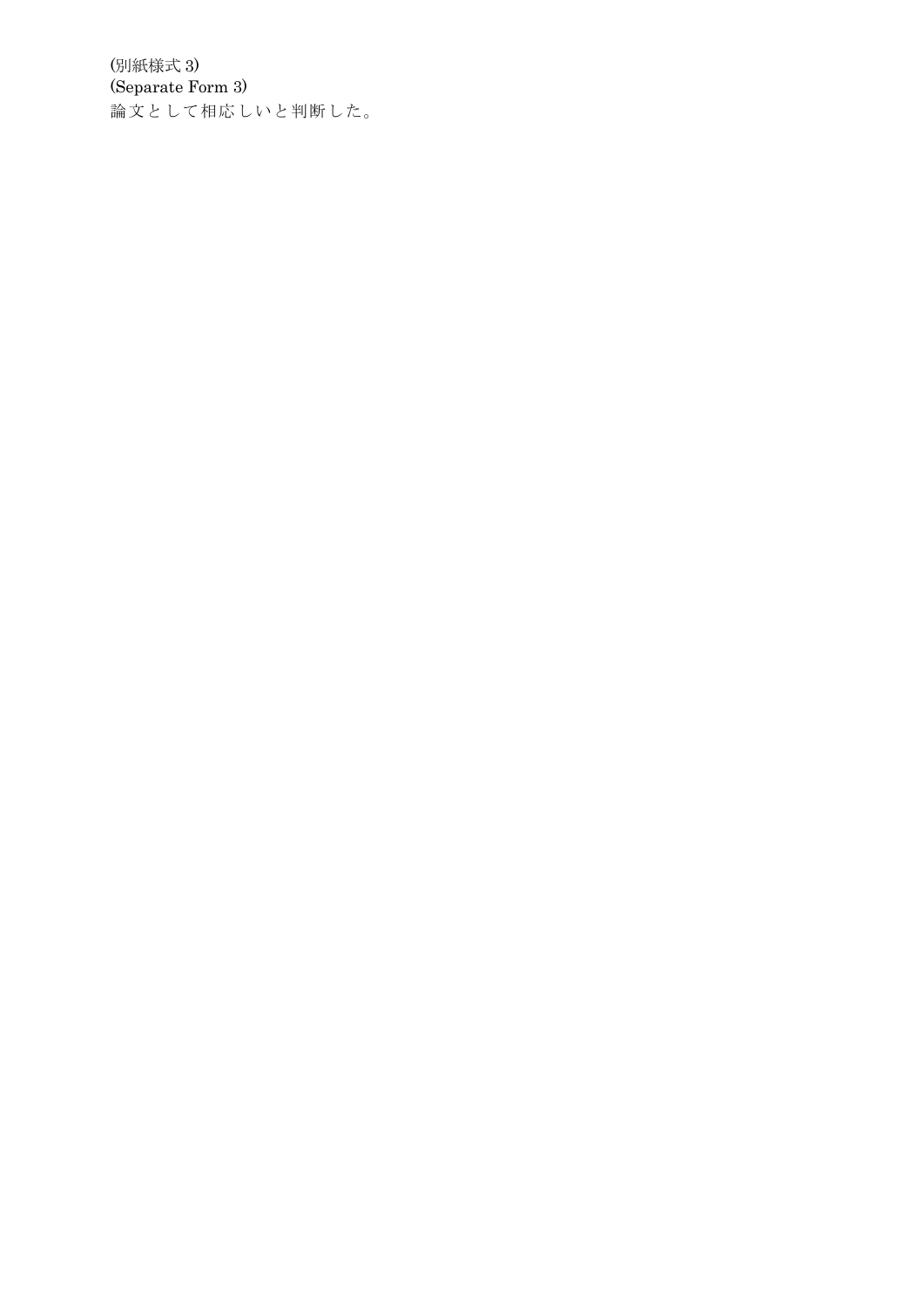(別紙様式 3)
(Separate Form 3)
論文として相応しいと判断した。